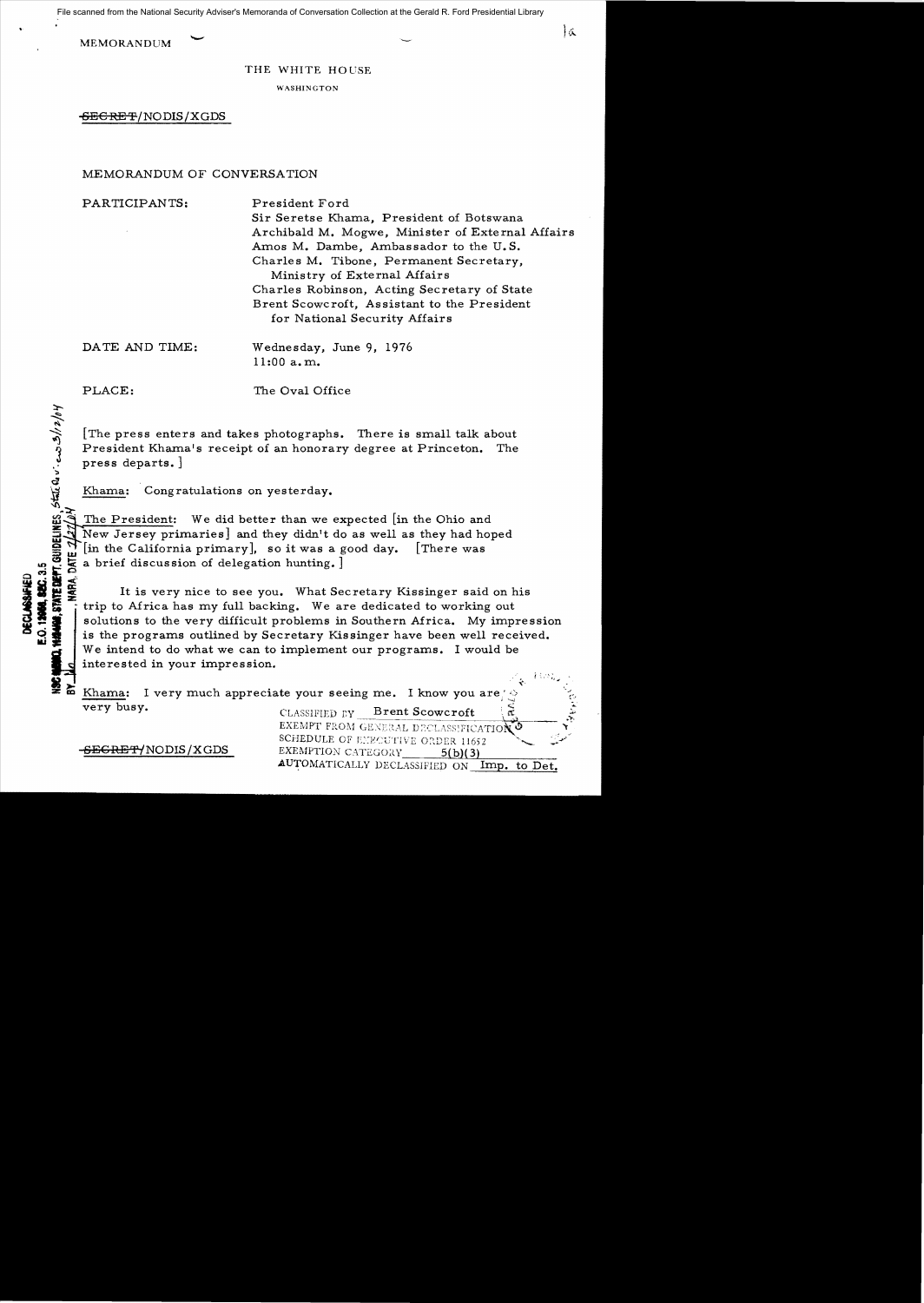File scanned from the National Security Adviser's Memoranda of Conversation Collection at the Gerald R. Ford Presidential Library

MEMORANDUM

THE WHITE HOUSE

WASHINGTON

~~SECRET~~/NODIS/XGDS

MEMORANDUM OF CONVERSATION

PARTICIPANTS:

President Ford
Sir Seretse Khama, President of Botswana
Archibald M. Mogwe, Minister of External Affairs
Amos M. Dambe, Ambassador to the U.S.
Charles M. Tibone, Permanent Secretary, Ministry of External Affairs
Charles Robinson, Acting Secretary of State
Brent Scowcroft, Assistant to the President for National Security Affairs

DATE AND TIME: Wednesday, June 9, 1976
11:00 a.m.

PLACE: The Oval Office

DECLASSIFIED
E.O. 12958, SEC. 3.5
NSC MEMO, 11/24/98, STATE DEPT. GUIDELINES, State review 3/12/04
BY ___, NARA, DATE 2/27/04

[The press enters and takes photographs. There is small talk about President Khama's receipt of an honorary degree at Princeton. The press departs.]

Khama: Congratulations on yesterday.

The President: We did better than we expected [in the Ohio and New Jersey primaries] and they didn't do as well as they had hoped [in the California primary], so it was a good day. [There was a brief discussion of delegation hunting.]

It is very nice to see you. What Secretary Kissinger said on his trip to Africa has my full backing. We are dedicated to working out solutions to the very difficult problems in Southern Africa. My impression is the programs outlined by Secretary Kissinger have been well received. We intend to do what we can to implement our programs. I would be interested in your impression.

Khama: I very much appreciate your seeing me. I know you are very busy.

~~SECRET~~/NODIS/XGDS

CLASSIFIED BY Brent Scowcroft
EXEMPT FROM GENERAL DECLASSIFICATION SCHEDULE OF EXECUTIVE ORDER 11652
EXEMPTION CATEGORY 5(b)(3)
AUTOMATICALLY DECLASSIFIED ON Imp. to Det.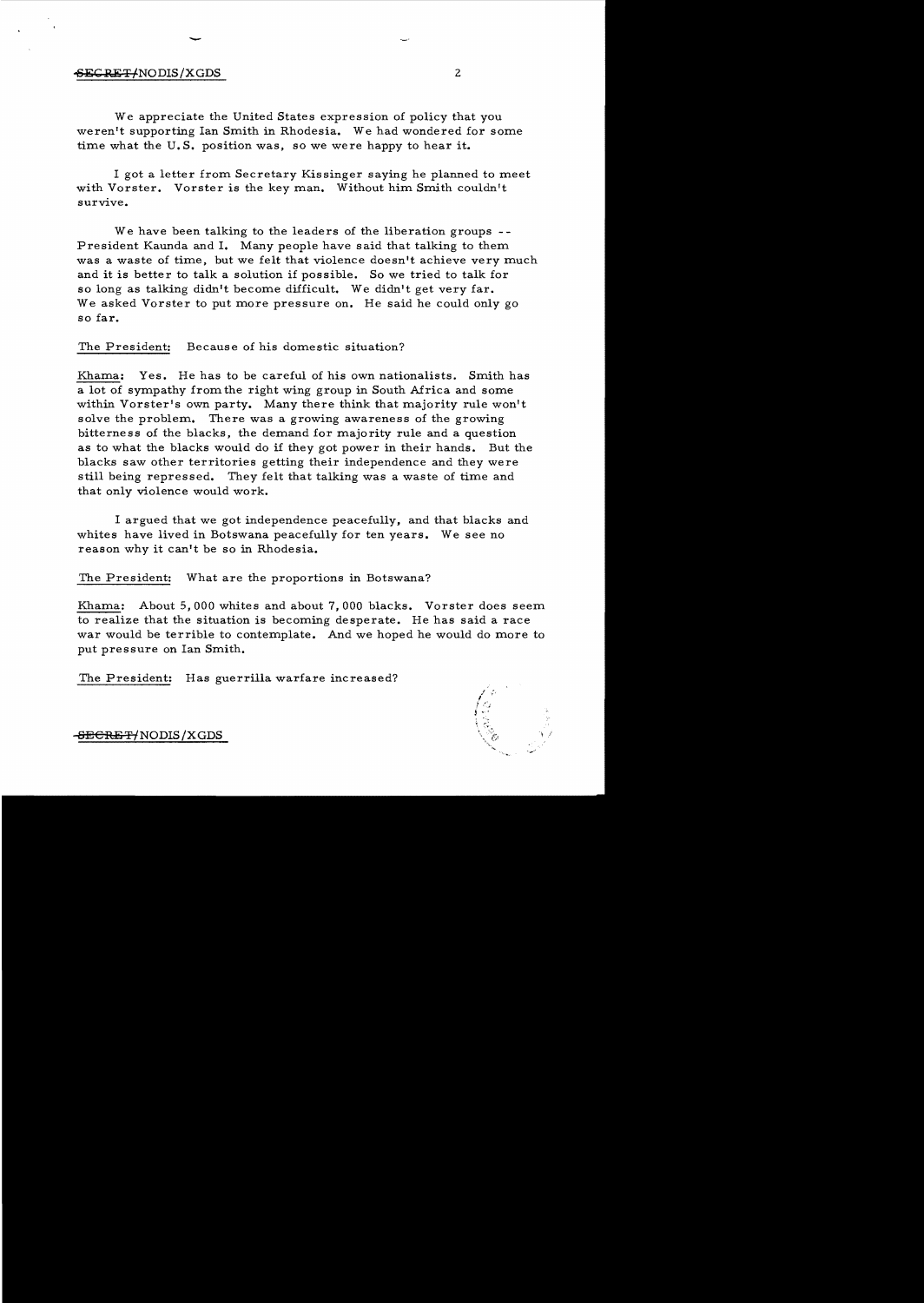We appreciate the United States expression of policy that you weren't supporting Ian Smith in Rhodesia. We had wondered for some time what the U.S. position was, so we were happy to hear it.

I got a letter from Secretary Kissinger saying he planned to meet with Vorster. Vorster is the key man. Without him Smith couldn't survive.

We have been talking to the leaders of the liberation groups -- President Kaunda and I. Many people have said that talking to them was a waste of time, but we felt that violence doesn't achieve very much and it is better to talk a solution if possible. So we tried to talk for so long as talking didn't become difficult. We didn't get very far. We asked Vorster to put more pressure on. He said he could only go so far.

The President: Because of his domestic situation?

Khama: Yes. He has to be careful of his own nationalists. Smith has a lot of sympathy from the right wing group in South Africa and some within Vorster's own party. Many there think that majority rule won't solve the problem. There was a growing awareness of the growing bitterness of the blacks, the demand for majority rule and a question as to what the blacks would do if they got power in their hands. But the blacks saw other territories getting their independence and they were still being repressed. They felt that talking was a waste of time and that only violence would work.

I argued that we got independence peacefully, and that blacks and whites have lived in Botswana peacefully for ten years. We see no reason why it can't be so in Rhodesia.

The President: What are the proportions in Botswana?

Khama: About 5,000 whites and about 7,000 blacks. Vorster does seem to realize that the situation is becoming desperate. He has said a race war would be terrible to contemplate. And we hoped he would do more to put pressure on Ian Smith.

The President: Has guerrilla warfare increased?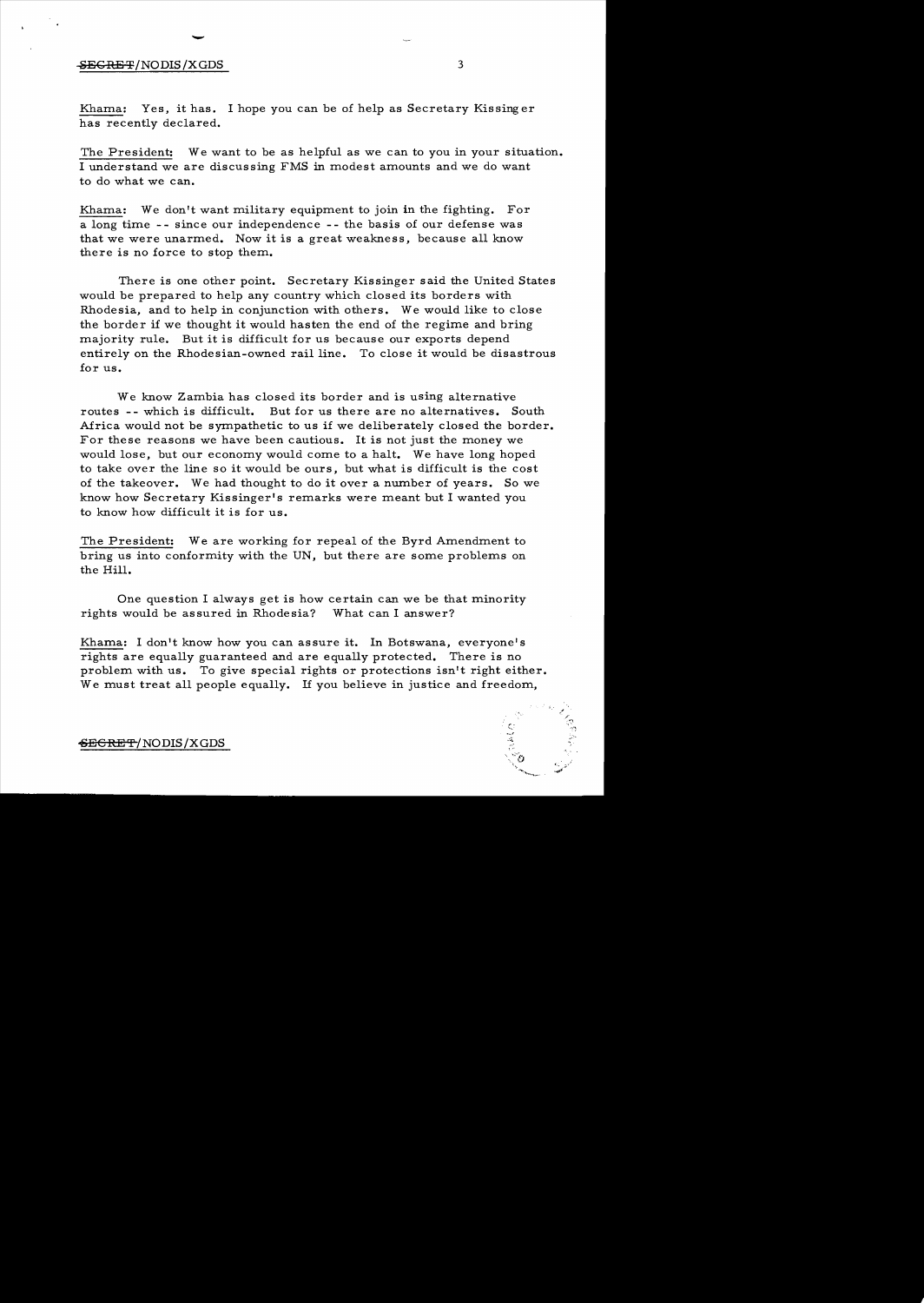Khama: Yes, it has. I hope you can be of help as Secretary Kissinger has recently declared.

The President: We want to be as helpful as we can to you in your situation. I understand we are discussing FMS in modest amounts and we do want to do what we can.

Khama: We don't want military equipment to join in the fighting. For a long time -- since our independence -- the basis of our defense was that we were unarmed. Now it is a great weakness, because all know there is no force to stop them.

There is one other point. Secretary Kissinger said the United States would be prepared to help any country which closed its borders with Rhodesia, and to help in conjunction with others. We would like to close the border if we thought it would hasten the end of the regime and bring majority rule. But it is difficult for us because our exports depend entirely on the Rhodesian-owned rail line. To close it would be disastrous for us.

We know Zambia has closed its border and is using alternative routes -- which is difficult. But for us there are no alternatives. South Africa would not be sympathetic to us if we deliberately closed the border. For these reasons we have been cautious. It is not just the money we would lose, but our economy would come to a halt. We have long hoped to take over the line so it would be ours, but what is difficult is the cost of the takeover. We had thought to do it over a number of years. So we know how Secretary Kissinger's remarks were meant but I wanted you to know how difficult it is for us.

The President: We are working for repeal of the Byrd Amendment to bring us into conformity with the UN, but there are some problems on the Hill.

One question I always get is how certain can we be that minority rights would be assured in Rhodesia? What can I answer?

Khama: I don't know how you can assure it. In Botswana, everyone's rights are equally guaranteed and are equally protected. There is no problem with us. To give special rights or protections isn't right either. We must treat all people equally. If you believe in justice and freedom,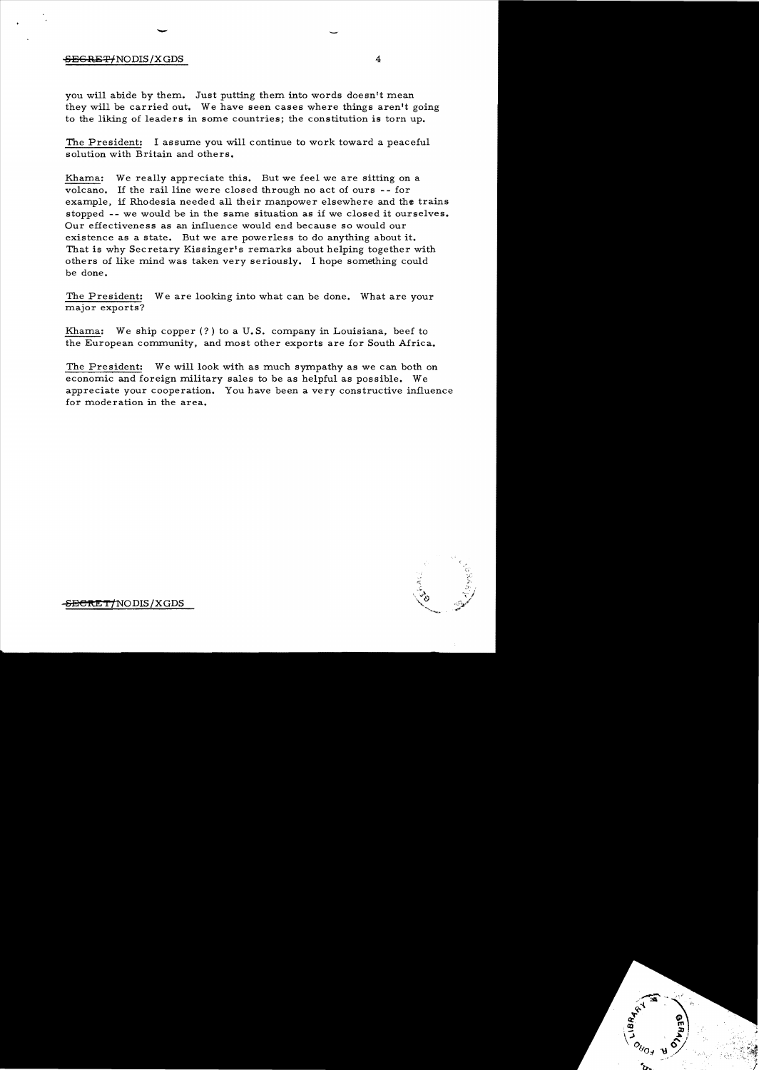you will abide by them. Just putting them into words doesn't mean they will be carried out. We have seen cases where things aren't going to the liking of leaders in some countries; the constitution is torn up.

The President: I assume you will continue to work toward a peaceful solution with Britain and others.

Khama: We really appreciate this. But we feel we are sitting on a volcano. If the rail line were closed through no act of ours -- for example, if Rhodesia needed all their manpower elsewhere and the trains stopped -- we would be in the same situation as if we closed it ourselves. Our effectiveness as an influence would end because so would our existence as a state. But we are powerless to do anything about it. That is why Secretary Kissinger's remarks about helping together with others of like mind was taken very seriously. I hope something could be done.

The President: We are looking into what can be done. What are your major exports?

Khama: We ship copper (?) to a U.S. company in Louisiana, beef to the European community, and most other exports are for South Africa.

The President: We will look with as much sympathy as we can both on economic and foreign military sales to be as helpful as possible. We appreciate your cooperation. You have been a very constructive influence for moderation in the area.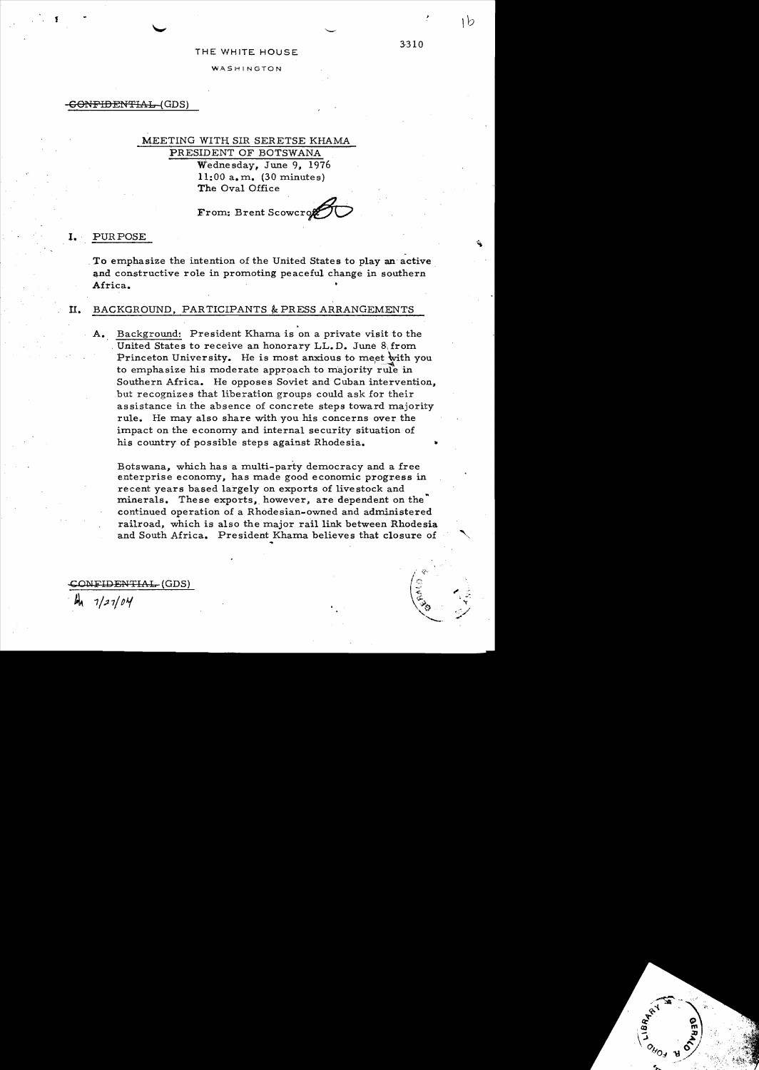THE WHITE HOUSE

WASHINGTON

~~CONFIDENTIAL~~ (GDS)

MEETING WITH SIR SERETSE KHAMA
PRESIDENT OF BOTSWANA
Wednesday, June 9, 1976
11:00 a.m. (30 minutes)
The Oval Office

From: Brent Scowcroft

## I. PURPOSE

To emphasize the intention of the United States to play an active and constructive role in promoting peaceful change in southern Africa.

## II. BACKGROUND, PARTICIPANTS & PRESS ARRANGEMENTS

A. Background: President Khama is on a private visit to the United States to receive an honorary LL.D. June 8 from Princeton University. He is most anxious to meet with you to emphasize his moderate approach to majority rule in Southern Africa. He opposes Soviet and Cuban intervention, but recognizes that liberation groups could ask for their assistance in the absence of concrete steps toward majority rule. He may also share with you his concerns over the impact on the economy and internal security situation of his country of possible steps against Rhodesia.

Botswana, which has a multi-party democracy and a free enterprise economy, has made good economic progress in recent years based largely on exports of livestock and minerals. These exports, however, are dependent on the continued operation of a Rhodesian-owned and administered railroad, which is also the major rail link between Rhodesia and South Africa. President Khama believes that closure of

~~CONFIDENTIAL~~ (GDS)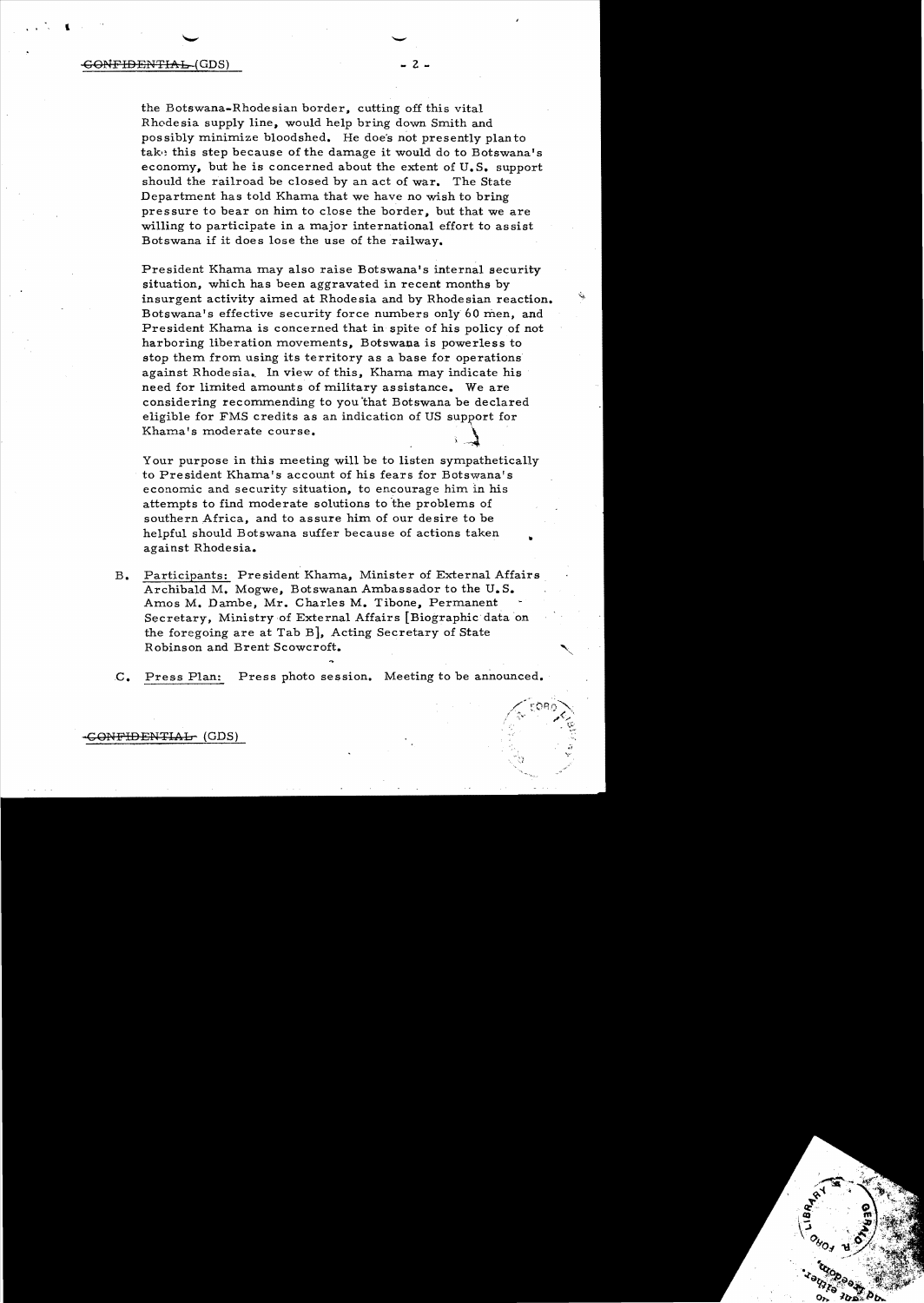the Botswana-Rhodesian border, cutting off this vital Rhodesia supply line, would help bring down Smith and possibly minimize bloodshed. He does not presently plan to take this step because of the damage it would do to Botswana's economy, but he is concerned about the extent of U.S. support should the railroad be closed by an act of war. The State Department has told Khama that we have no wish to bring pressure to bear on him to close the border, but that we are willing to participate in a major international effort to assist Botswana if it does lose the use of the railway.

President Khama may also raise Botswana's internal security situation, which has been aggravated in recent months by insurgent activity aimed at Rhodesia and by Rhodesian reaction. Botswana's effective security force numbers only 60 men, and President Khama is concerned that in spite of his policy of not harboring liberation movements, Botswana is powerless to stop them from using its territory as a base for operations against Rhodesia. In view of this, Khama may indicate his need for limited amounts of military assistance. We are considering recommending to you that Botswana be declared eligible for FMS credits as an indication of US support for Khama's moderate course.

Your purpose in this meeting will be to listen sympathetically to President Khama's account of his fears for Botswana's economic and security situation, to encourage him in his attempts to find moderate solutions to the problems of southern Africa, and to assure him of our desire to be helpful should Botswana suffer because of actions taken against Rhodesia.

B. Participants: President Khama, Minister of External Affairs Archibald M. Mogwe, Botswanan Ambassador to the U.S. Amos M. Dambe, Mr. Charles M. Tibone, Permanent Secretary, Ministry of External Affairs [Biographic data on the foregoing are at Tab B], Acting Secretary of State Robinson and Brent Scowcroft.

C. Press Plan: Press photo session. Meeting to be announced.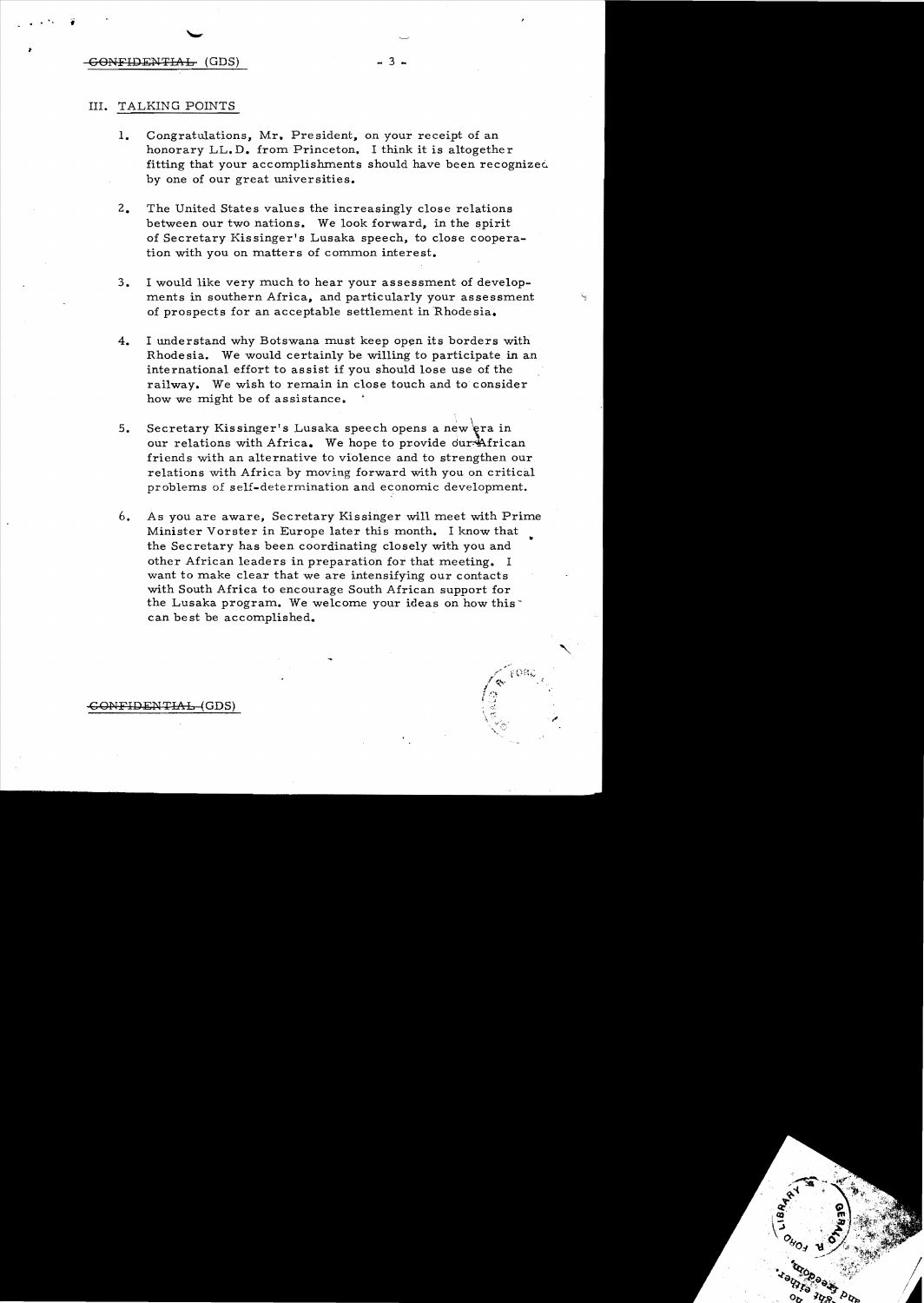# III. TALKING POINTS

1. Congratulations, Mr. President, on your receipt of an honorary LL.D. from Princeton. I think it is altogether fitting that your accomplishments should have been recognized by one of our great universities.

2. The United States values the increasingly close relations between our two nations. We look forward, in the spirit of Secretary Kissinger's Lusaka speech, to close cooperation with you on matters of common interest.

3. I would like very much to hear your assessment of developments in southern Africa, and particularly your assessment of prospects for an acceptable settlement in Rhodesia.

4. I understand why Botswana must keep open its borders with Rhodesia. We would certainly be willing to participate in an international effort to assist if you should lose use of the railway. We wish to remain in close touch and to consider how we might be of assistance.

5. Secretary Kissinger's Lusaka speech opens a new era in our relations with Africa. We hope to provide our African friends with an alternative to violence and to strengthen our relations with Africa by moving forward with you on critical problems of self-determination and economic development.

6. As you are aware, Secretary Kissinger will meet with Prime Minister Vorster in Europe later this month. I know that the Secretary has been coordinating closely with you and other African leaders in preparation for that meeting. I want to make clear that we are intensifying our contacts with South Africa to encourage South African support for the Lusaka program. We welcome your ideas on how this can best be accomplished.

CONFIDENTIAL (GDS)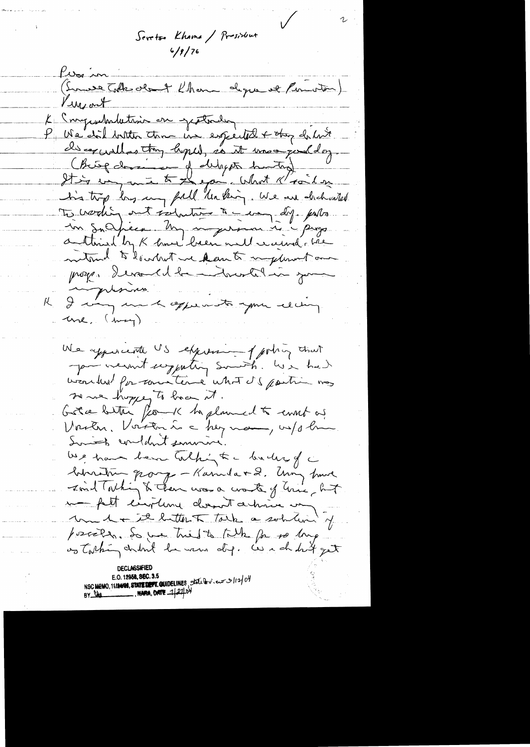Seretse Khama / President
6/8/76

Press in
(Some talks about Khama degree at Princeton)
Press out

K Congratulations on yesterday.

P We did better than we expected & they didn't do as well as they hoped, so it was a good day.
(Brief discussion of delegate hunting)
It is very nice to see you. What K said on his trip has my full backing. We are dedicated to working out solutions to very dif. probs in S Africa. My impression is the progs outlined by K have been well received. We intend to do what we can to implement our progs. I would be interested in your impressions.

K I very much appreciate you receiving me. (Many)

We appreciate US expression of policy that you weren't supporting Smith. We had wondered for some time what US position was so we happy to hear it.
Got a letter from K he planned to meet w/ Vorster. Vorster is a key man, w/o him Smith couldn't survive.
We have been talking to leaders of the liberation groups – Kaunda & 2. Many have said talking & then was a waste of time, but we felt everyone doesn't achieve our ends & it better to talk a solution if possible. So we tried to talk for so long as talking didn't harm any of. We didn't get

DECLASSIFIED
E.O. 12958, SEC. 3.5
NSC MEMO, 11/24/98, STATE DEPT. GUIDELINES, State Rev. 3/12/04
BY [initials], NARA, DATE 1/27/04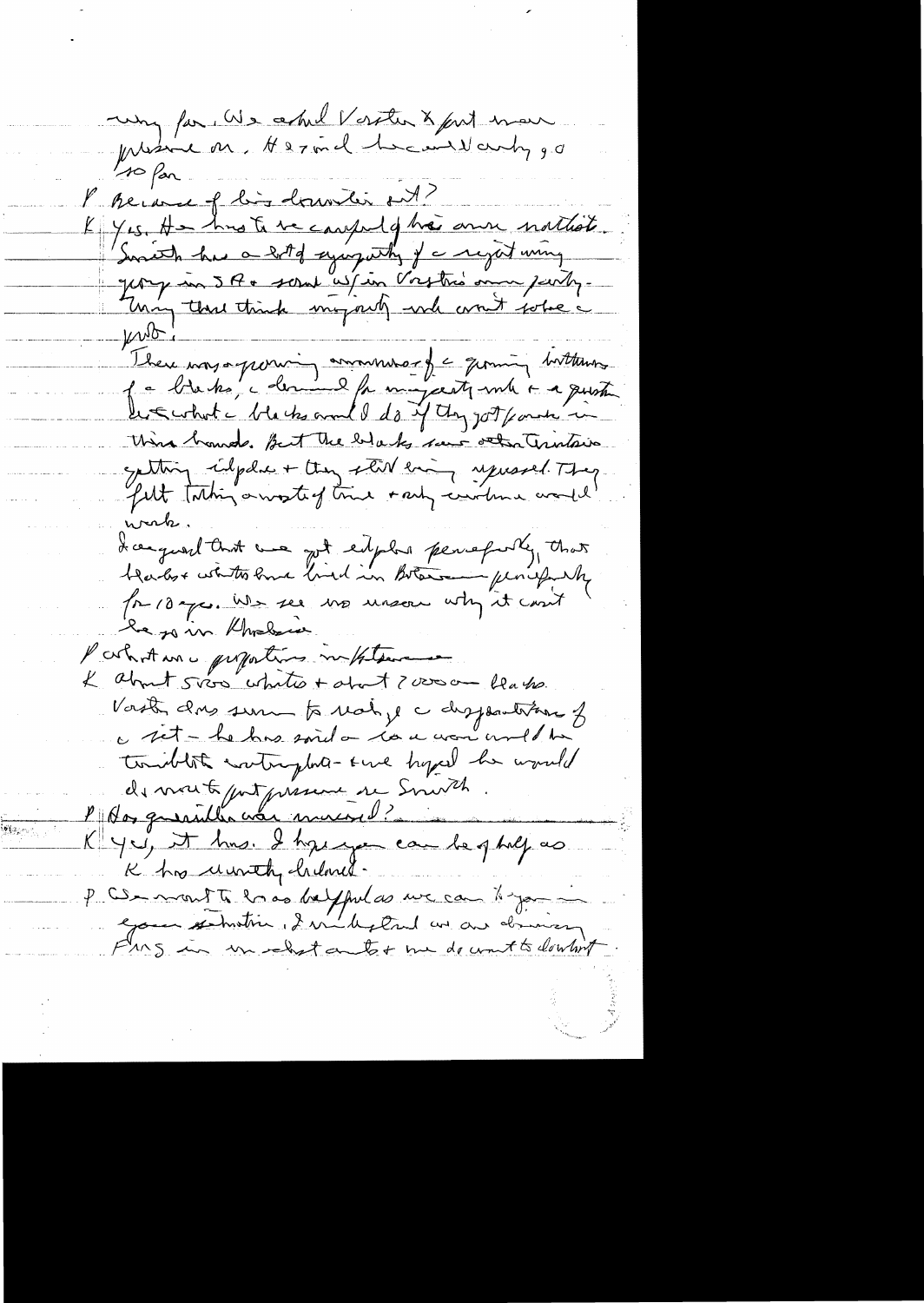very far. We asked Vorster to put more pressure on. He said he can't vary, go so far.

P Because of his domestic situation?

K Yes. He has to be careful of his own nationalists. Smith has a lot of sympathy of a right wing group in SA + some w/in Vorster's own party. Many there think majority rule won't solve a prob.

There was a growing awareness of a growing bitterness of a blacks, a demand for majority rule + a question what a blacks would do if they got power in their hands. But the blacks saw other territories getting independence + they still being oppressed. They felt talking a waste of time + only violence would work.

I argued that we got independence peacefully, that blacks + whites have lived in Botswana peacefully for 10 yrs. We see no reason why it can't be so in Rhodesia.

P What are a proportions in Botswana

K About 5000 whites + about 700000 blacks.

Vorster does seem to realize a desperateness of a situation – he has said a war would be terrible catastrophe – + we hoped he would do more to put pressure on Smith.

P Has guerrilla war increased?

K Yes, it has. I hope you can be of help as K has wonderfully helped.

P We want to be as helpful as we can to you in your situation. I understand we are driving Pres in my statements + we do want to do what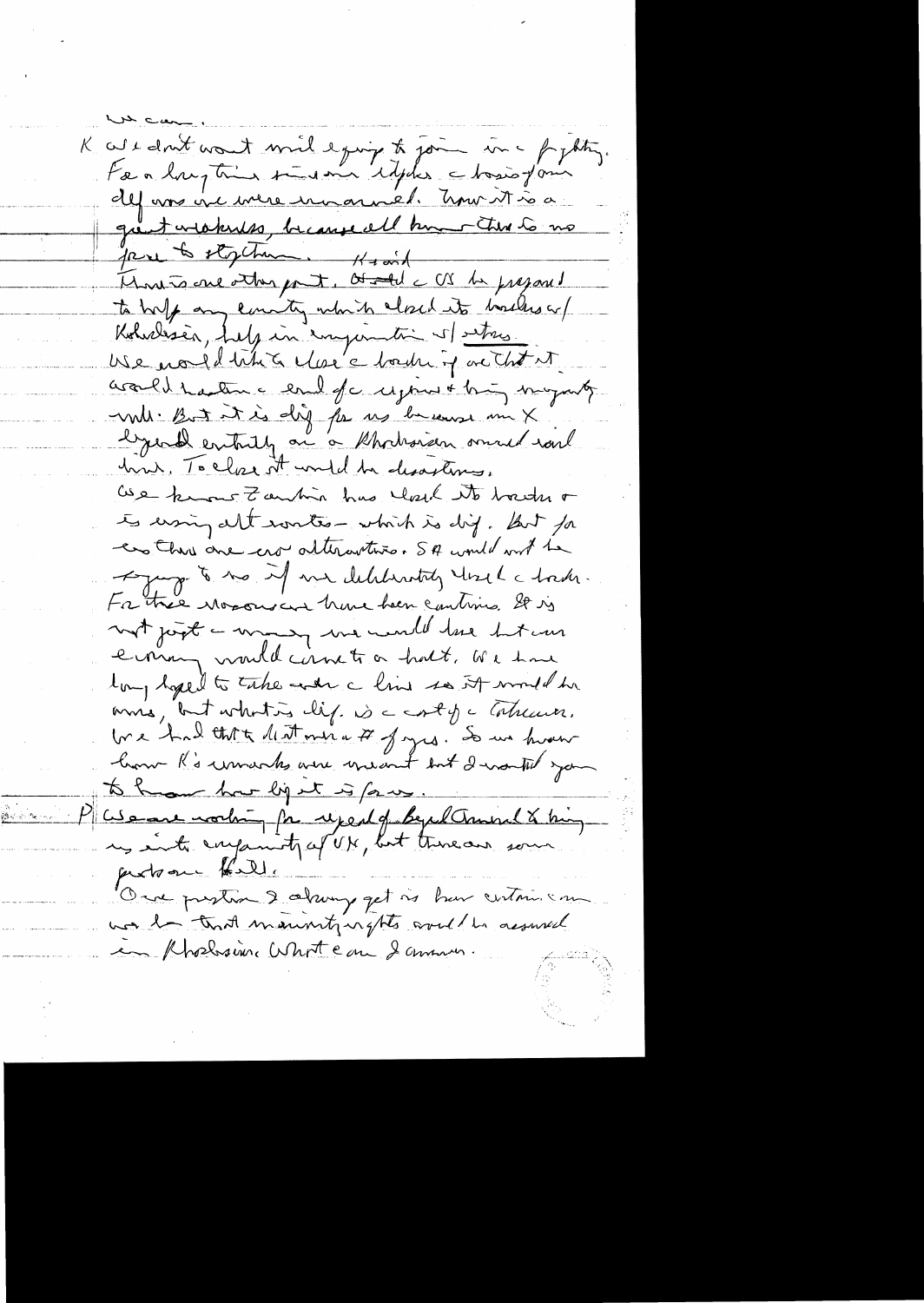we can.

K We don't want mil equip to join in a fighting. For a long time since independence a basis of our def was we were unarmed. Now it is a great weakness, because all know there is no force to stop them.

Kissinger said

There is one other point. It said the US be prepared to help any country which closed its borders w/ Rhodesia, help in conjunction w/ others. We would like to close the border if we thought it would hasten the end of the regime & bring majority rule. But it is dif for us because our X depend entirely on a Rhodesian owned rail line. To close it would be disastrous. We know Zambia has closed its border & is using alt routes – which is dif. But for us there are no alternatives. SA would not be sympathetic to us if we deliberately closed the border. For these reasons we have been cautious. It is not just – money we would lose but our economy would come to a halt. We have long hoped to take over the line so it would be ours, but what is dif. is the cost of takeover. We had that discussion a # of yrs. So we know how K's remarks were meant but I wanted you to know how big it is for us.

P We are working for speed of Beyond Council & bring us into conformity w/ UK, but there are some problems [?].

One question I always get is how certain can we be that minority rights would be assured in Rhodesia. What can I answer.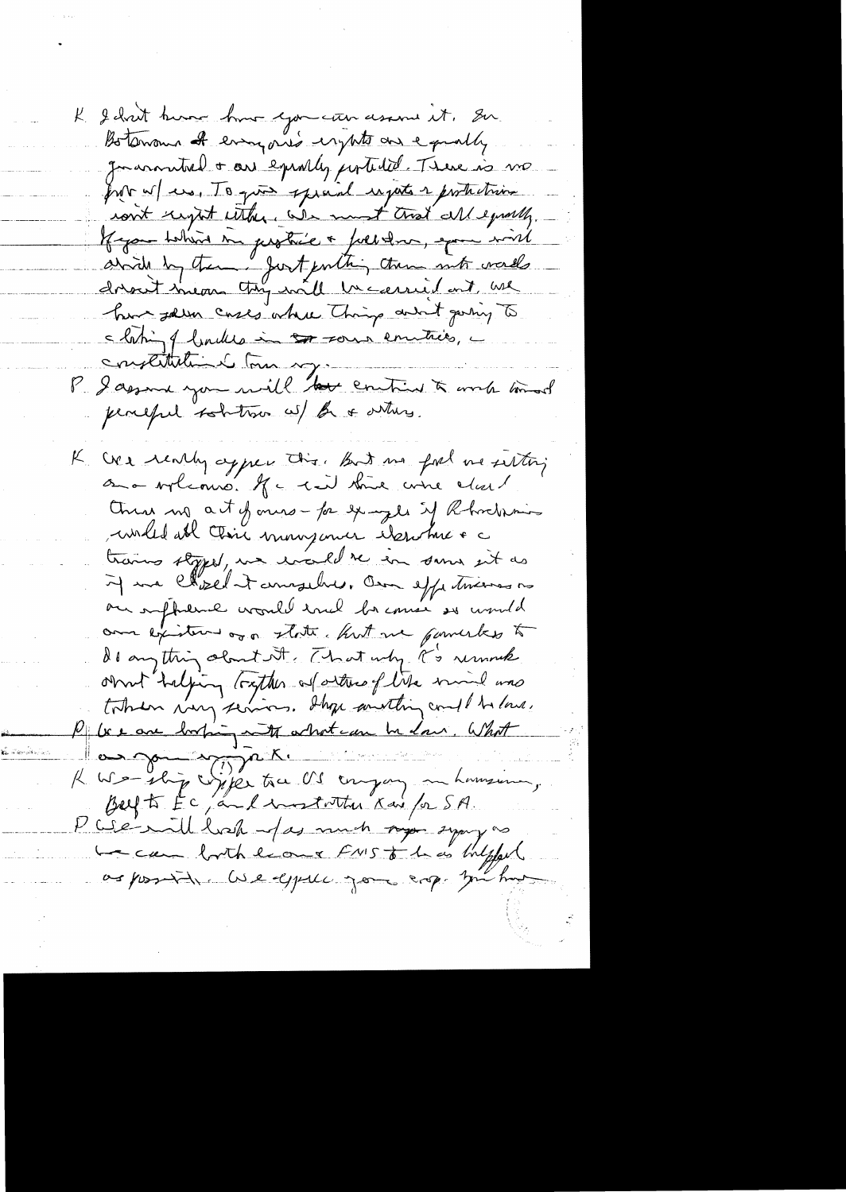K. I don't know how you can assume it. In Botswana it everyone's rights are equally guaranteed & are equally protected. There is no prob w/ us. To give special rights & protection isn't right either. We want that all equally. If you believe in justice & freedom, you will abide by them. Just putting them into words doesn't mean they will be carried out. We have seen cases where things aren't going to a lot of bodies in so some countries, a constitution is torn up.

P. I assume you will continue to work toward peaceful solution w/ Br & others.

K. We really appre this. But we feel we sitting on a volcano. If a civil war were declared there no act of ours – for example if Rhodesia mobilized all their manpower elsewhere & a trains stopped, we would be in same sit as if we closed it ourselves. Our effectiveness as an influence would end because so would our existence as a state. But we powerless to do anything about it. That why K's remark about helping together w/ others of like mind was taken very seriously. I hope something could be done.

P. We are looking into what can be done. What are your ____ K.

K. We – ship copper to US company in Louisiana, Belg to EC, and most other Rai for SA.

P. We will look – & as much ____ as we can both econ & FMS to be as helpful as possible. We appre your coop. You have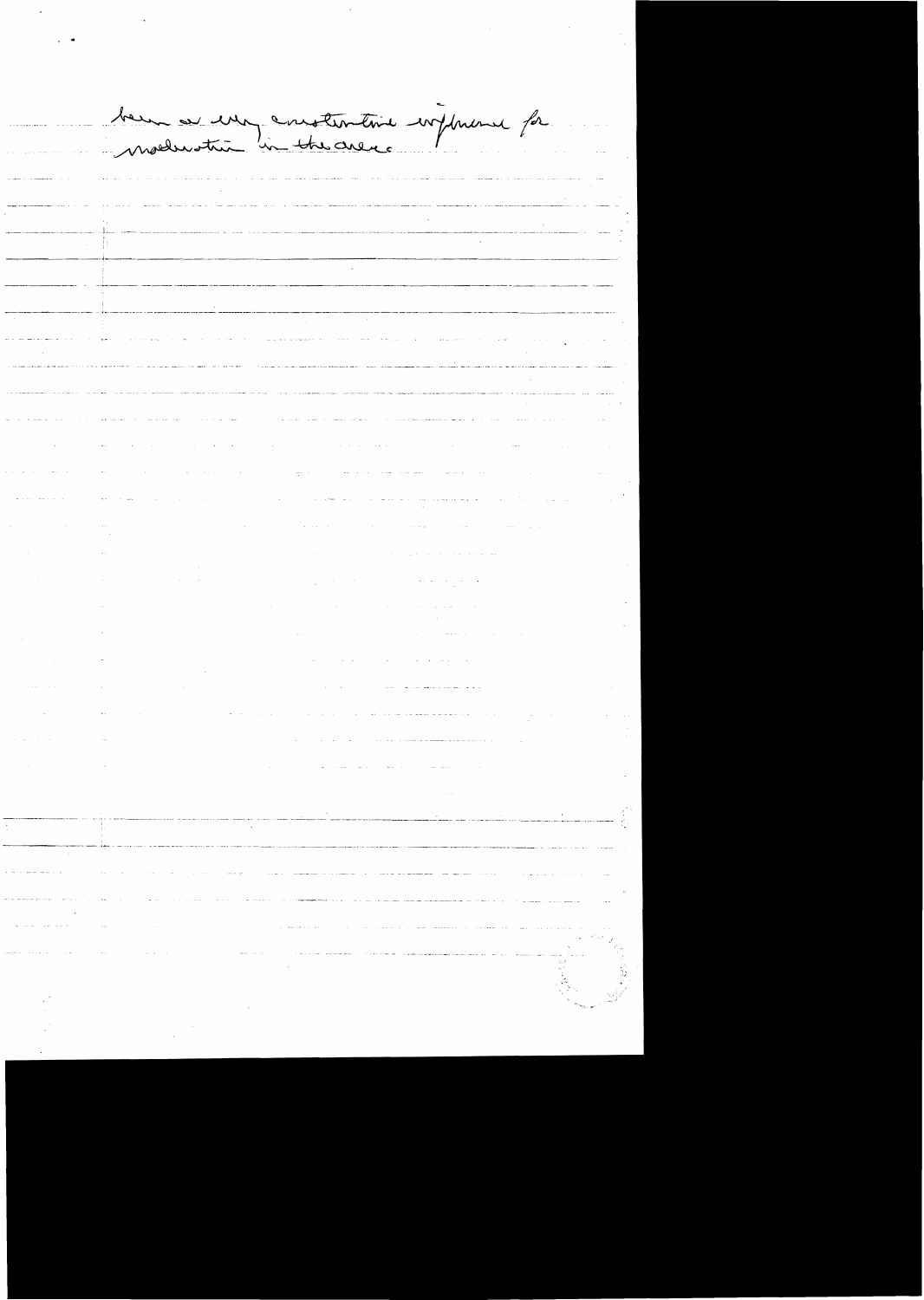been a very constructive influence for moderation in the area.